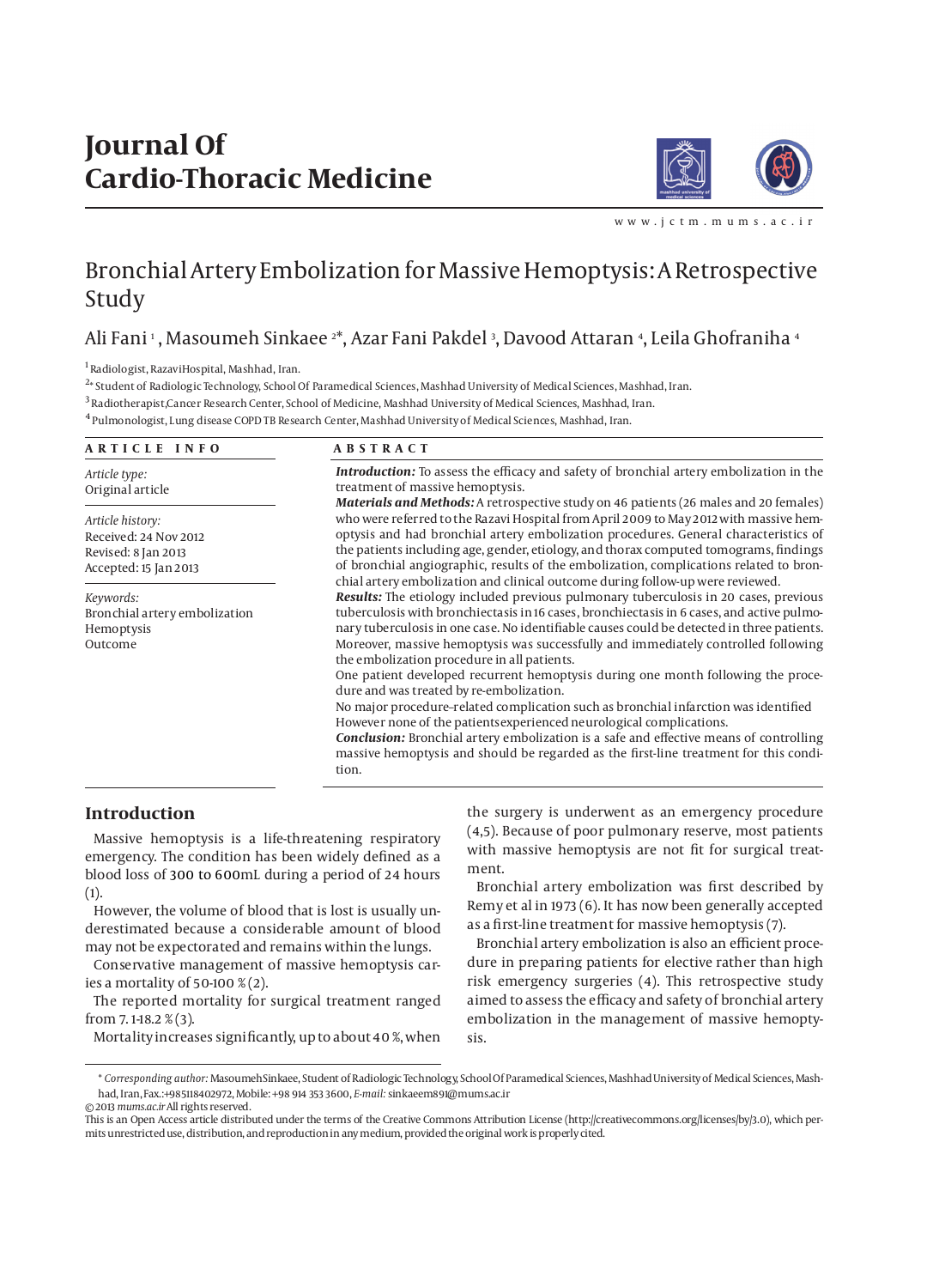# Journal Of Cardio-Thoracic Medicine

www.jctm.mums.ac.ir

# Bronchial Artery Embolization for Massive Hemoptysis: A Retrospective Study

Ali Fani [1], Masoumeh Sinkaee [2*], Azar Fani Pakdel [3], Davood Attaran [4], Leila Ghofraniha [4]

[1] Radiologist, RazaviHospital, Mashhad, Iran.
[2*] Student of Radiologic Technology, School Of Paramedical Sciences, Mashhad University of Medical Sciences, Mashhad, Iran.
[3] Radiotherapist,Cancer Research Center, School of Medicine, Mashhad University of Medical Sciences, Mashhad, Iran.
[4] Pulmonologist, Lung disease COPD TB Research Center, Mashhad University of Medical Sciences, Mashhad, Iran.

## ARTICLE INFO

*Article type:*
Original article

*Article history:*
Received: 24 Nov 2012
Revised: 8 Jan 2013
Accepted: 15 Jan 2013

*Keywords:*
Bronchial artery embolization
Hemoptysis
Outcome

## ABSTRACT

***Introduction:*** To assess the efficacy and safety of bronchial artery embolization in the treatment of massive hemoptysis.

***Materials and Methods:*** A retrospective study on 46 patients (26 males and 20 females) who were referred to the Razavi Hospital from April 2009 to May 2012 with massive hemoptysis and had bronchial artery embolization procedures. General characteristics of the patients including age, gender, etiology, and thorax computed tomograms, findings of bronchial angiographic, results of the embolization, complications related to bronchial artery embolization and clinical outcome during follow-up were reviewed.

***Results:*** The etiology included previous pulmonary tuberculosis in 20 cases, previous tuberculosis with bronchiectasis in 16 cases, bronchiectasis in 6 cases, and active pulmonary tuberculosis in one case. No identifiable causes could be detected in three patients. Moreover, massive hemoptysis was successfully and immediately controlled following the embolization procedure in all patients.

One patient developed recurrent hemoptysis during one month following the procedure and was treated by re-embolization.

No major procedure-related complication such as bronchial infarction was identified However none of the patientsexperienced neurological complications.

***Conclusion:*** Bronchial artery embolization is a safe and effective means of controlling massive hemoptysis and should be regarded as the first-line treatment for this condition.

## Introduction

Massive hemoptysis is a life-threatening respiratory emergency. The condition has been widely defined as a blood loss of 300 to 600mL during a period of 24 hours (1).

However, the volume of blood that is lost is usually underestimated because a considerable amount of blood may not be expectorated and remains within the lungs.

Conservative management of massive hemoptysis carries a mortality of 50-100 % (2).

The reported mortality for surgical treatment ranged from 7. 1-18.2 % (3).

Mortality increases significantly, up to about 40 %, when the surgery is underwent as an emergency procedure (4,5). Because of poor pulmonary reserve, most patients with massive hemoptysis are not fit for surgical treatment.

Bronchial artery embolization was first described by Remy et al in 1973 (6). It has now been generally accepted as a first-line treatment for massive hemoptysis (7).

Bronchial artery embolization is also an efficient procedure in preparing patients for elective rather than high risk emergency surgeries (4). This retrospective study aimed to assess the efficacy and safety of bronchial artery embolization in the management of massive hemoptysis.

\* *Corresponding author:* MasoumehSinkaee, Student of Radiologic Technology, School Of Paramedical Sciences, Mashhad University of Medical Sciences, Mashhad, Iran, Fax.:+985118402972, Mobile: +98 914 353 3600, *E-mail:* sinkaeem891@mums.ac.ir
© 2013 *mums.ac.ir* All rights reserved.
This is an Open Access article distributed under the terms of the Creative Commons Attribution License (http://creativecommons.org/licenses/by/3.0), which permits unrestricted use, distribution, and reproduction in any medium, provided the original work is properly cited.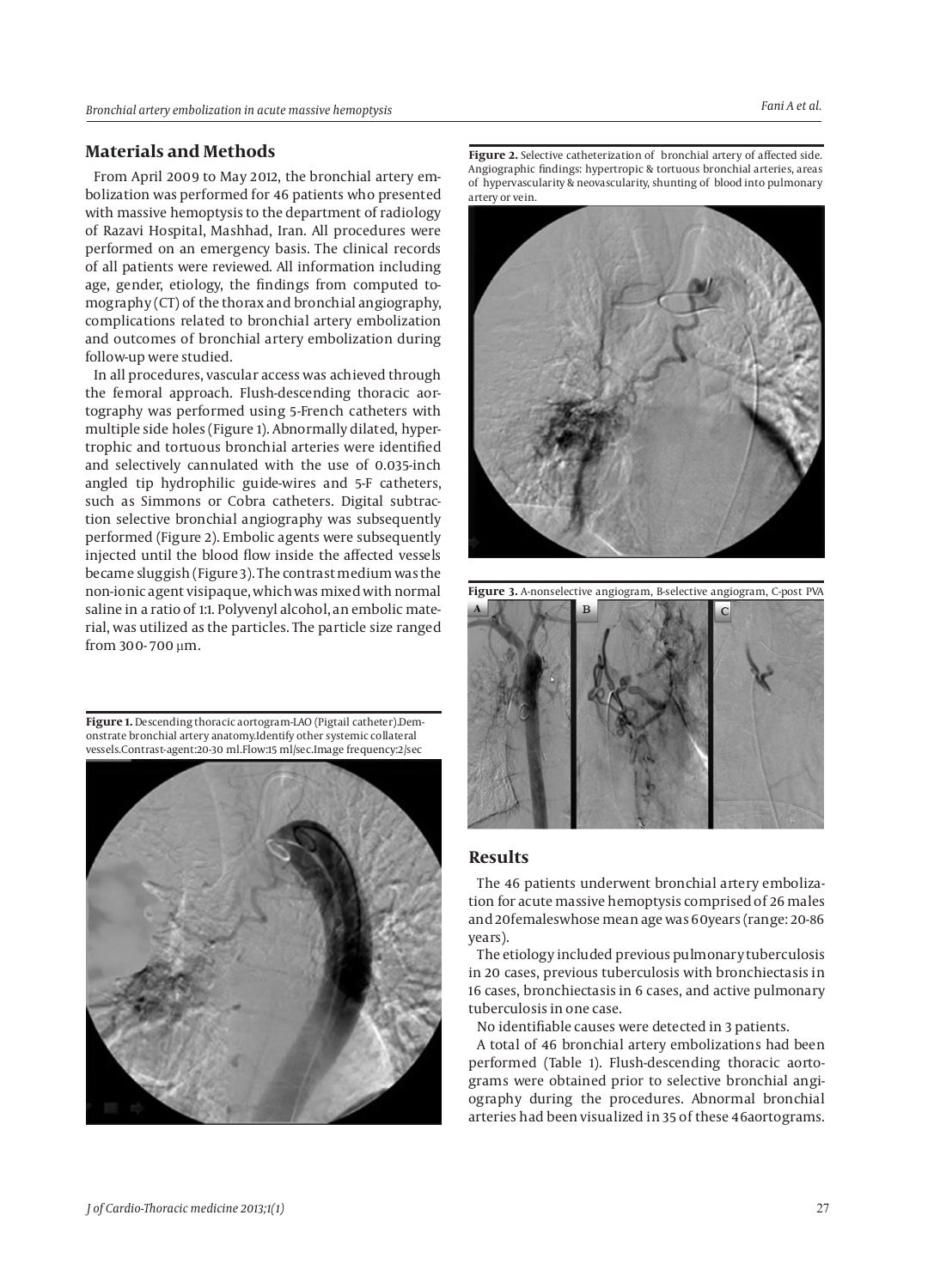## Materials and Methods

From April 2009 to May 2012, the bronchial artery embolization was performed for 46 patients who presented with massive hemoptysis to the department of radiology of Razavi Hospital, Mashhad, Iran. All procedures were performed on an emergency basis. The clinical records of all patients were reviewed. All information including age, gender, etiology, the findings from computed tomography (CT) of the thorax and bronchial angiography, complications related to bronchial artery embolization and outcomes of bronchial artery embolization during follow-up were studied.

In all procedures, vascular access was achieved through the femoral approach. Flush-descending thoracic aortography was performed using 5-French catheters with multiple side holes (Figure 1). Abnormally dilated, hypertrophic and tortuous bronchial arteries were identified and selectively cannulated with the use of 0.035-inch angled tip hydrophilic guide-wires and 5-F catheters, such as Simmons or Cobra catheters. Digital subtraction selective bronchial angiography was subsequently performed (Figure 2). Embolic agents were subsequently injected until the blood flow inside the affected vessels became sluggish (Figure 3). The contrast medium was the non-ionic agent visipaque, which was mixed with normal saline in a ratio of 1:1. Polyvenyl alcohol, an embolic material, was utilized as the particles. The particle size ranged from 300-700 μm.

**Figure 1.** Descending thoracic aortogram-LAO (Pigtail catheter).Demonstrate bronchial artery anatomy.Identify other systemic collateral vessels.Contrast-agent:20-30 ml.Flow:15 ml/sec.Image frequency:2/sec

**Figure 2.** Selective catheterization of bronchial artery of affected side. Angiographic findings: hypertropic & tortuous bronchial arteries, areas of hypervascularity & neovascularity, shunting of blood into pulmonary artery or vein.

**Figure 3.** A-nonselective angiogram, B-selective angiogram, C-post PVA

## Results

The 46 patients underwent bronchial artery embolization for acute massive hemoptysis comprised of 26 males and 20 females whose mean age was 60 years (range: 20-86 years).

The etiology included previous pulmonary tuberculosis in 20 cases, previous tuberculosis with bronchiectasis in 16 cases, bronchiectasis in 6 cases, and active pulmonary tuberculosis in one case.

No identifiable causes were detected in 3 patients.

A total of 46 bronchial artery embolizations had been performed (Table 1). Flush-descending thoracic aortograms were obtained prior to selective bronchial angiography during the procedures. Abnormal bronchial arteries had been visualized in 35 of these 46 aortograms.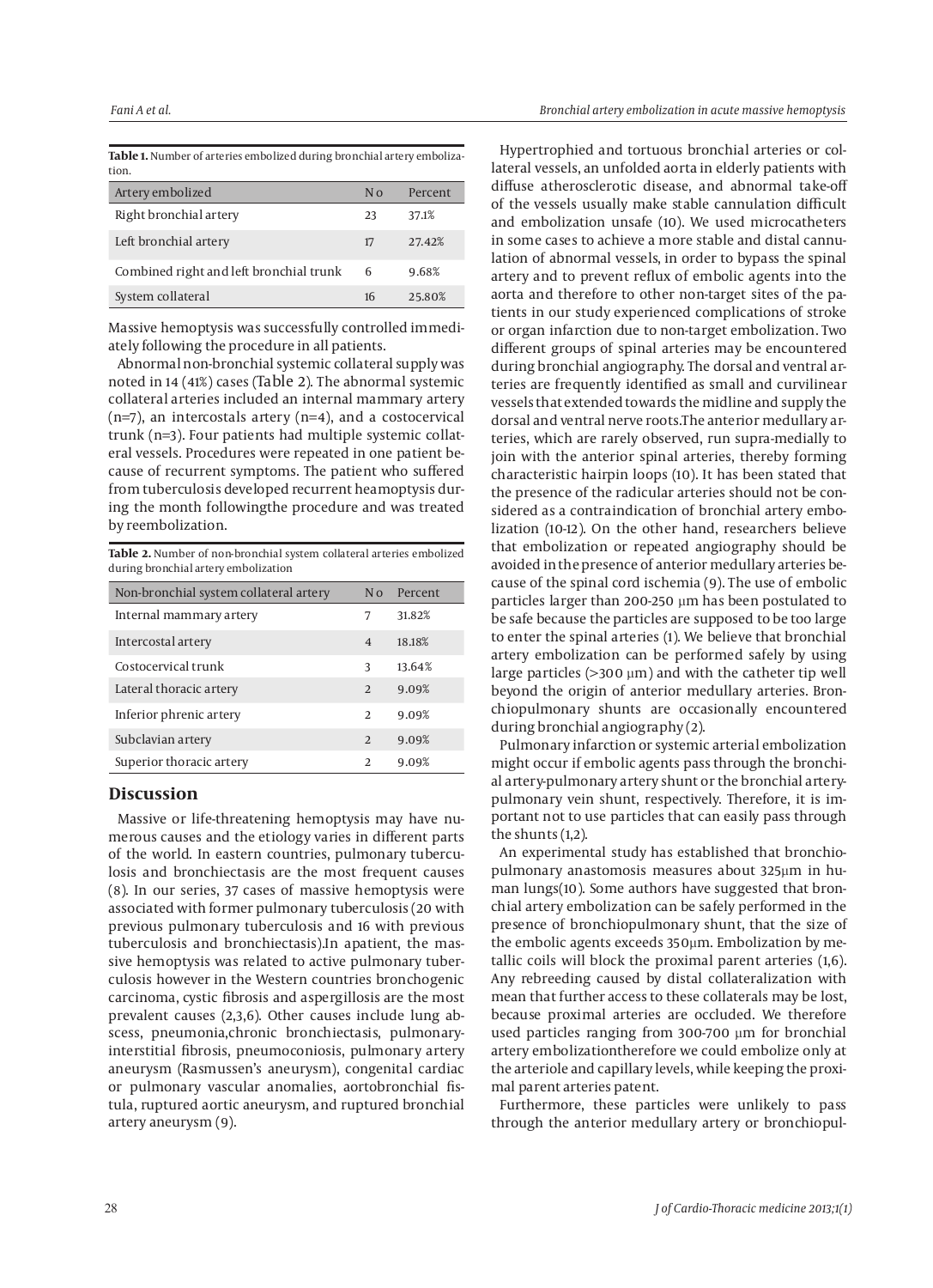**Table 1.** Number of arteries embolized during bronchial artery embolization.

| Artery embolized | No | Percent |
| --- | --- | --- |
| Right bronchial artery | 23 | 37.1% |
| Left bronchial artery | 17 | 27.42% |
| Combined right and left bronchial trunk | 6 | 9.68% |
| System collateral | 16 | 25.80% |

Massive hemoptysis was successfully controlled immediately following the procedure in all patients.

Abnormal non-bronchial systemic collateral supply was noted in 14 (41%) cases (Table 2). The abnormal systemic collateral arteries included an internal mammary artery (n=7), an intercostals artery (n=4), and a costocervical trunk (n=3). Four patients had multiple systemic collateral vessels. Procedures were repeated in one patient because of recurrent symptoms. The patient who suffered from tuberculosis developed recurrent heamoptysis during the month followingthe procedure and was treated by reembolization.

**Table 2.** Number of non-bronchial system collateral arteries embolized during bronchial artery embolization

| Non-bronchial system collateral artery | No | Percent |
| --- | --- | --- |
| Internal mammary artery | 7 | 31.82% |
| Intercostal artery | 4 | 18.18% |
| Costocervical trunk | 3 | 13.64% |
| Lateral thoracic artery | 2 | 9.09% |
| Inferior phrenic artery | 2 | 9.09% |
| Subclavian artery | 2 | 9.09% |
| Superior thoracic artery | 2 | 9.09% |

## Discussion

Massive or life-threatening hemoptysis may have numerous causes and the etiology varies in different parts of the world. In eastern countries, pulmonary tuberculosis and bronchiectasis are the most frequent causes (8). In our series, 37 cases of massive hemoptysis were associated with former pulmonary tuberculosis (20 with previous pulmonary tuberculosis and 16 with previous tuberculosis and bronchiectasis).In apatient, the massive hemoptysis was related to active pulmonary tuberculosis however in the Western countries bronchogenic carcinoma, cystic fibrosis and aspergillosis are the most prevalent causes (2,3,6). Other causes include lung abscess, pneumonia,chronic bronchiectasis, pulmonary-interstitial fibrosis, pneumoconiosis, pulmonary artery aneurysm (Rasmussen's aneurysm), congenital cardiac or pulmonary vascular anomalies, aortobronchial fistula, ruptured aortic aneurysm, and ruptured bronchial artery aneurysm (9).

Hypertrophied and tortuous bronchial arteries or collateral vessels, an unfolded aorta in elderly patients with diffuse atherosclerotic disease, and abnormal take-off of the vessels usually make stable cannulation difficult and embolization unsafe (10). We used microcatheters in some cases to achieve a more stable and distal cannulation of abnormal vessels, in order to bypass the spinal artery and to prevent reflux of embolic agents into the aorta and therefore to other non-target sites of the patients in our study experienced complications of stroke or organ infarction due to non-target embolization. Two different groups of spinal arteries may be encountered during bronchial angiography. The dorsal and ventral arteries are frequently identified as small and curvilinear vessels that extended towards the midline and supply the dorsal and ventral nerve roots.The anterior medullary arteries, which are rarely observed, run supra-medially to join with the anterior spinal arteries, thereby forming characteristic hairpin loops (10). It has been stated that the presence of the radicular arteries should not be considered as a contraindication of bronchial artery embolization (10-12). On the other hand, researchers believe that embolization or repeated angiography should be avoided in the presence of anterior medullary arteries because of the spinal cord ischemia (9). The use of embolic particles larger than 200-250 μm has been postulated to be safe because the particles are supposed to be too large to enter the spinal arteries (1). We believe that bronchial artery embolization can be performed safely by using large particles (>300 μm) and with the catheter tip well beyond the origin of anterior medullary arteries. Bronchiopulmonary shunts are occasionally encountered during bronchial angiography (2).

Pulmonary infarction or systemic arterial embolization might occur if embolic agents pass through the bronchial artery-pulmonary artery shunt or the bronchial artery-pulmonary vein shunt, respectively. Therefore, it is important not to use particles that can easily pass through the shunts (1,2).

An experimental study has established that bronchiopulmonary anastomosis measures about 325μm in human lungs(10). Some authors have suggested that bronchial artery embolization can be safely performed in the presence of bronchiopulmonary shunt, that the size of the embolic agents exceeds 350μm. Embolization by metallic coils will block the proximal parent arteries (1,6). Any rebreeding caused by distal collateralization with mean that further access to these collaterals may be lost, because proximal arteries are occluded. We therefore used particles ranging from 300-700 μm for bronchial artery embolizationtherefore we could embolize only at the arteriole and capillary levels, while keeping the proximal parent arteries patent.

Furthermore, these particles were unlikely to pass through the anterior medullary artery or bronchiopul-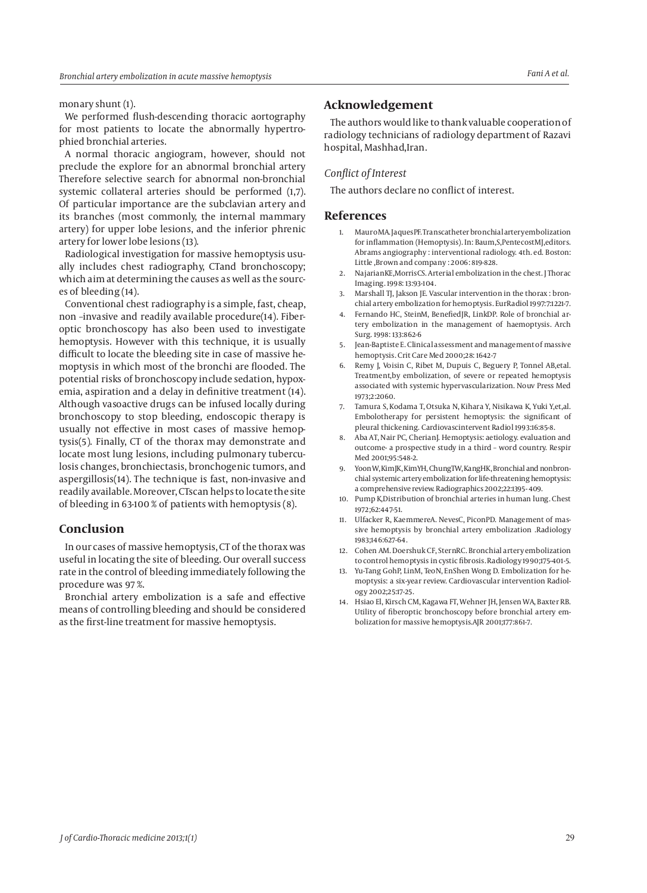monary shunt (1).

We performed flush-descending thoracic aortography for most patients to locate the abnormally hypertrophied bronchial arteries.

A normal thoracic angiogram, however, should not preclude the explore for an abnormal bronchial artery Therefore selective search for abnormal non-bronchial systemic collateral arteries should be performed (1,7). Of particular importance are the subclavian artery and its branches (most commonly, the internal mammary artery) for upper lobe lesions, and the inferior phrenic artery for lower lobe lesions (13).

Radiological investigation for massive hemoptysis usually includes chest radiography, CTand bronchoscopy; which aim at determining the causes as well as the sources of bleeding (14).

Conventional chest radiography is a simple, fast, cheap, non –invasive and readily available procedure(14). Fiberoptic bronchoscopy has also been used to investigate hemoptysis. However with this technique, it is usually difficult to locate the bleeding site in case of massive hemoptysis in which most of the bronchi are flooded. The potential risks of bronchoscopy include sedation, hypoxemia, aspiration and a delay in definitive treatment (14). Although vasoactive drugs can be infused locally during bronchoscopy to stop bleeding, endoscopic therapy is usually not effective in most cases of massive hemoptysis(5). Finally, CT of the thorax may demonstrate and locate most lung lesions, including pulmonary tuberculosis changes, bronchiectasis, bronchogenic tumors, and aspergillosis(14). The technique is fast, non-invasive and readily available. Moreover, CTscan helps to locate the site of bleeding in 63-100 % of patients with hemoptysis (8).

## Conclusion

In our cases of massive hemoptysis, CT of the thorax was useful in locating the site of bleeding. Our overall success rate in the control of bleeding immediately following the procedure was 97 %.

Bronchial artery embolization is a safe and effective means of controlling bleeding and should be considered as the first-line treatment for massive hemoptysis.

## Acknowledgement

The authors would like to thank valuable cooperation of radiology technicians of radiology department of Razavi hospital, Mashhad,Iran.

### *Conflict of Interest*

The authors declare no conflict of interest.

## References

1. MauroMA. JaquesPF. Transcatheter bronchial arteryembolization for inflammation (Hemoptysis). In: Baum,S,PentecostMJ,editors. Abrams angiography : interventional radiology. 4th. ed. Boston: Little ,Brown and company : 2006: 819-828.
2. NajarianKE,MorrisCS. Arterial embolization in the chest. J Thorac Imaging. 1998: 13:93-104.
3. Marshall TJ, Jakson JE. Vascular intervention in the thorax : bronchial artery embolization for hemoptysis. EurRadiol 1997:7:1221-7.
4. Fernando HC, SteinM, BenefiedJR, LinkDP. Role of bronchial artery embolization in the management of haemoptysis. Arch Surg. 1998: 133:862-6
5. Jean-Baptiste E. Clinical assessment and management of massive hemoptysis. Crit Care Med 2000;28: 1642-7
6. Remy J, Voisin C, Ribet M, Dupuis C, Beguery P, Tonnel AB,etal. Treatment,by embolization, of severe or repeated hemoptysis associated with systemic hypervascularization. Nouv Press Med 1973;2:2060.
7. Tamura S, Kodama T, Otsuka N, Kihara Y, Nisikawa K, Yuki Y,et,al. Embolotherapy for persistent hemoptysis: the significant of pleural thickening. Cardiovascintervent Radiol 1993:16:85-8.
8. Aba AT, Nair PC, CherianJ. Hemoptysis: aetiology. evaluation and outcome- a prospective study in a third – word country. Respir Med 2001;95:548-2.
9. Yoon W, KimJK, KimYH, ChungTW, KangHK, Bronchial and nonbronchial systemic artery embolization for life-threatening hemoptysis: a comprehensive review. Radiographics 2002;22:1395- 409.
10. Pump K,Distribution of bronchial arteries in human lung. Chest 1972;62:447-51.
11. Ulfacker R, KaemmereA. NevesC, PiconPD. Management of massive hemoptysis by bronchial artery embolization .Radiology 1983;146:627-64.
12. Cohen AM. Doershuk CF, SternRC. Bronchial artery embolization to control hemoptysis in cystic fibrosis. Radiology 1990;175-401-5.
13. Yu-Tang GohP, LinM, TeoN, EnShen Wong D. Embolization for hemoptysis: a six-year review. Cardiovascular intervention Radiology 2002;25:17-25.
14. Hsiao El, Kirsch CM, Kagawa FT, Wehner JH, Jensen WA, Baxter RB. Utility of fiberoptic bronchoscopy before bronchial artery embolization for massive hemoptysis.AJR 2001;177:861-7.